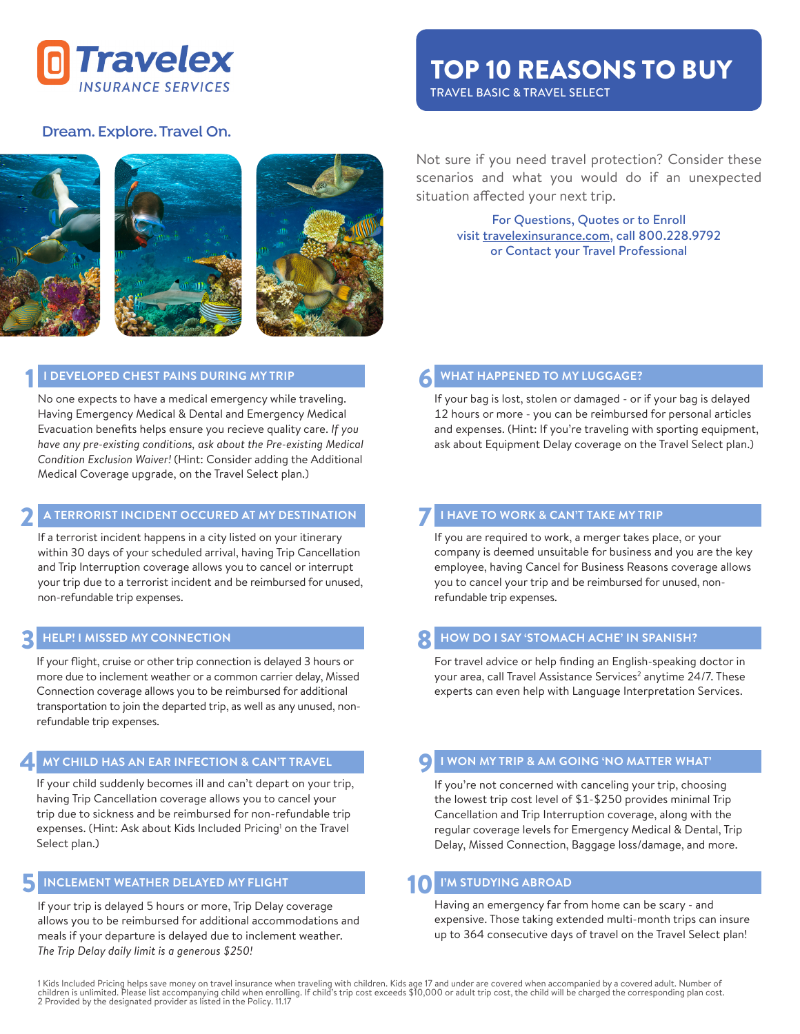# Travelex INSURANCE SERVICES

Dream. Explore. Travel On.

## TOP 10 REASONS TO BUY

TRAVEL BASIC & TRAVEL SELECT

Not sure if you need travel protection? Consider these scenarios and what you would do if an unexpected situation affected your next trip.

For Questions, Quotes or to Enroll
visit travelexinsurance.com, call 800.228.9792
or Contact your Travel Professional

### 1 I DEVELOPED CHEST PAINS DURING MY TRIP

No one expects to have a medical emergency while traveling. Having Emergency Medical & Dental and Emergency Medical Evacuation benefits helps ensure you recieve quality care. *If you have any pre-existing conditions, ask about the Pre-existing Medical Condition Exclusion Waiver!* (Hint: Consider adding the Additional Medical Coverage upgrade, on the Travel Select plan.)

### 2 A TERRORIST INCIDENT OCCURED AT MY DESTINATION

If a terrorist incident happens in a city listed on your itinerary within 30 days of your scheduled arrival, having Trip Cancellation and Trip Interruption coverage allows you to cancel or interrupt your trip due to a terrorist incident and be reimbursed for unused, non-refundable trip expenses.

### 3 HELP! I MISSED MY CONNECTION

If your flight, cruise or other trip connection is delayed 3 hours or more due to inclement weather or a common carrier delay, Missed Connection coverage allows you to be reimbursed for additional transportation to join the departed trip, as well as any unused, non-refundable trip expenses.

### 4 MY CHILD HAS AN EAR INFECTION & CAN'T TRAVEL

If your child suddenly becomes ill and can't depart on your trip, having Trip Cancellation coverage allows you to cancel your trip due to sickness and be reimbursed for non-refundable trip expenses. (Hint: Ask about Kids Included Pricing[1] on the Travel Select plan.)

### 5 INCLEMENT WEATHER DELAYED MY FLIGHT

If your trip is delayed 5 hours or more, Trip Delay coverage allows you to be reimbursed for additional accommodations and meals if your departure is delayed due to inclement weather. *The Trip Delay daily limit is a generous $250!*

### 6 WHAT HAPPENED TO MY LUGGAGE?

If your bag is lost, stolen or damaged - or if your bag is delayed 12 hours or more - you can be reimbursed for personal articles and expenses. (Hint: If you're traveling with sporting equipment, ask about Equipment Delay coverage on the Travel Select plan.)

### 7 I HAVE TO WORK & CAN'T TAKE MY TRIP

If you are required to work, a merger takes place, or your company is deemed unsuitable for business and you are the key employee, having Cancel for Business Reasons coverage allows you to cancel your trip and be reimbursed for unused, non-refundable trip expenses.

### 8 HOW DO I SAY 'STOMACH ACHE' IN SPANISH?

For travel advice or help finding an English-speaking doctor in your area, call Travel Assistance Services[2] anytime 24/7. These experts can even help with Language Interpretation Services.

### 9 I WON MY TRIP & AM GOING 'NO MATTER WHAT'

If you're not concerned with canceling your trip, choosing the lowest trip cost level of $1-$250 provides minimal Trip Cancellation and Trip Interruption coverage, along with the regular coverage levels for Emergency Medical & Dental, Trip Delay, Missed Connection, Baggage loss/damage, and more.

### 10 I'M STUDYING ABROAD

Having an emergency far from home can be scary - and expensive. Those taking extended multi-month trips can insure up to 364 consecutive days of travel on the Travel Select plan!

1 Kids Included Pricing helps save money on travel insurance when traveling with children. Kids age 17 and under are covered when accompanied by a covered adult. Number of children is unlimited. Please list accompanying child when enrolling. If child's trip cost exceeds $10,000 or adult trip cost, the child will be charged the corresponding plan cost.
2 Provided by the designated provider as listed in the Policy. 11.17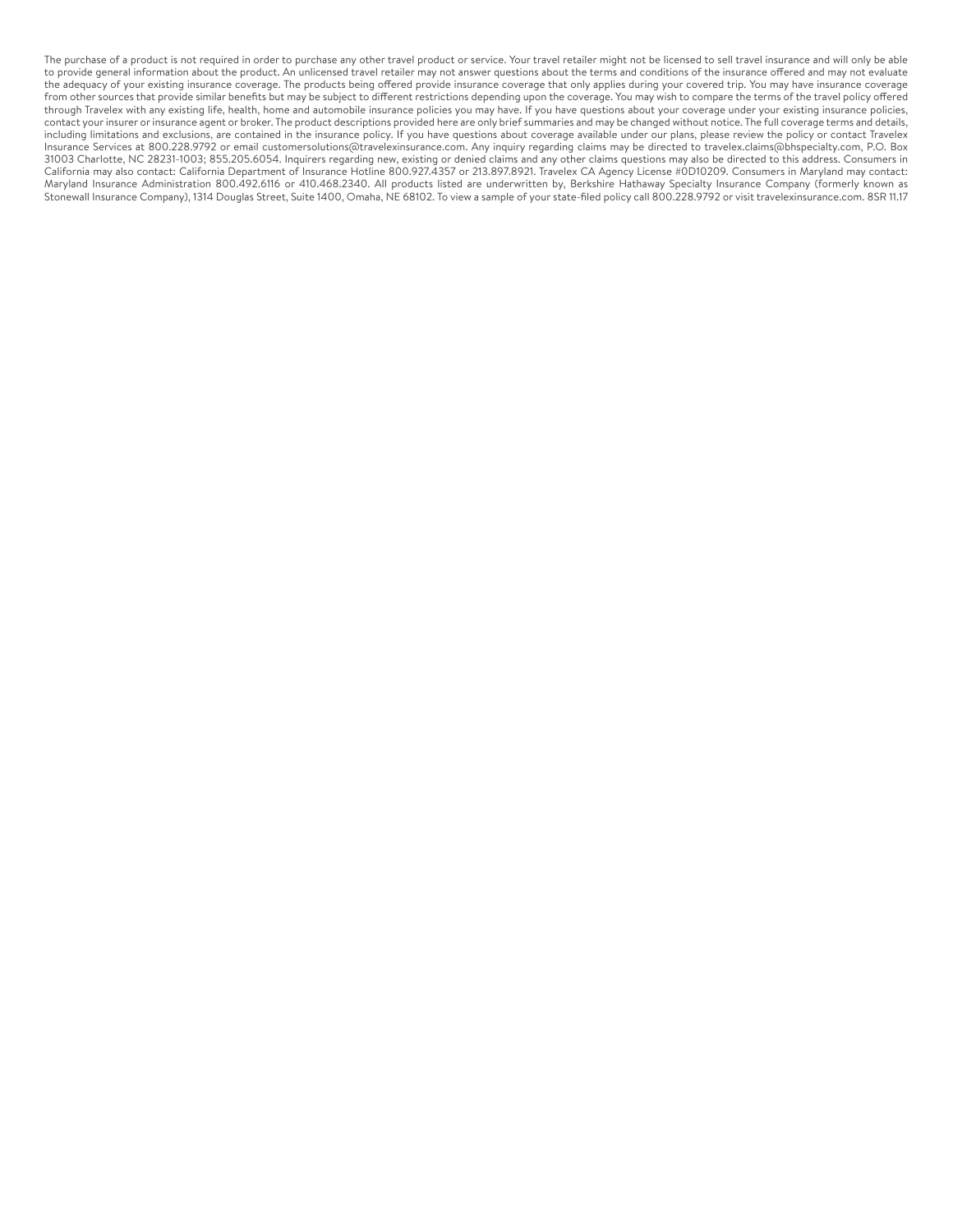The purchase of a product is not required in order to purchase any other travel product or service. Your travel retailer might not be licensed to sell travel insurance and will only be able to provide general information about the product. An unlicensed travel retailer may not answer questions about the terms and conditions of the insurance offered and may not evaluate the adequacy of your existing insurance coverage. The products being offered provide insurance coverage that only applies during your covered trip. You may have insurance coverage from other sources that provide similar benefits but may be subject to different restrictions depending upon the coverage. You may wish to compare the terms of the travel policy offered through Travelex with any existing life, health, home and automobile insurance policies you may have. If you have questions about your coverage under your existing insurance policies, contact your insurer or insurance agent or broker. The product descriptions provided here are only brief summaries and may be changed without notice. The full coverage terms and details, including limitations and exclusions, are contained in the insurance policy. If you have questions about coverage available under our plans, please review the policy or contact Travelex Insurance Services at 800.228.9792 or email customersolutions@travelexinsurance.com. Any inquiry regarding claims may be directed to travelex.claims@bhspecialty.com, P.O. Box 31003 Charlotte, NC 28231-1003; 855.205.6054. Inquirers regarding new, existing or denied claims and any other claims questions may also be directed to this address. Consumers in California may also contact: California Department of Insurance Hotline 800.927.4357 or 213.897.8921. Travelex CA Agency License #0D10209. Consumers in Maryland may contact: Maryland Insurance Administration 800.492.6116 or 410.468.2340. All products listed are underwritten by, Berkshire Hathaway Specialty Insurance Company (formerly known as Stonewall Insurance Company), 1314 Douglas Street, Suite 1400, Omaha, NE 68102. To view a sample of your state-filed policy call 800.228.9792 or visit travelexinsurance.com. 8SR 11.17